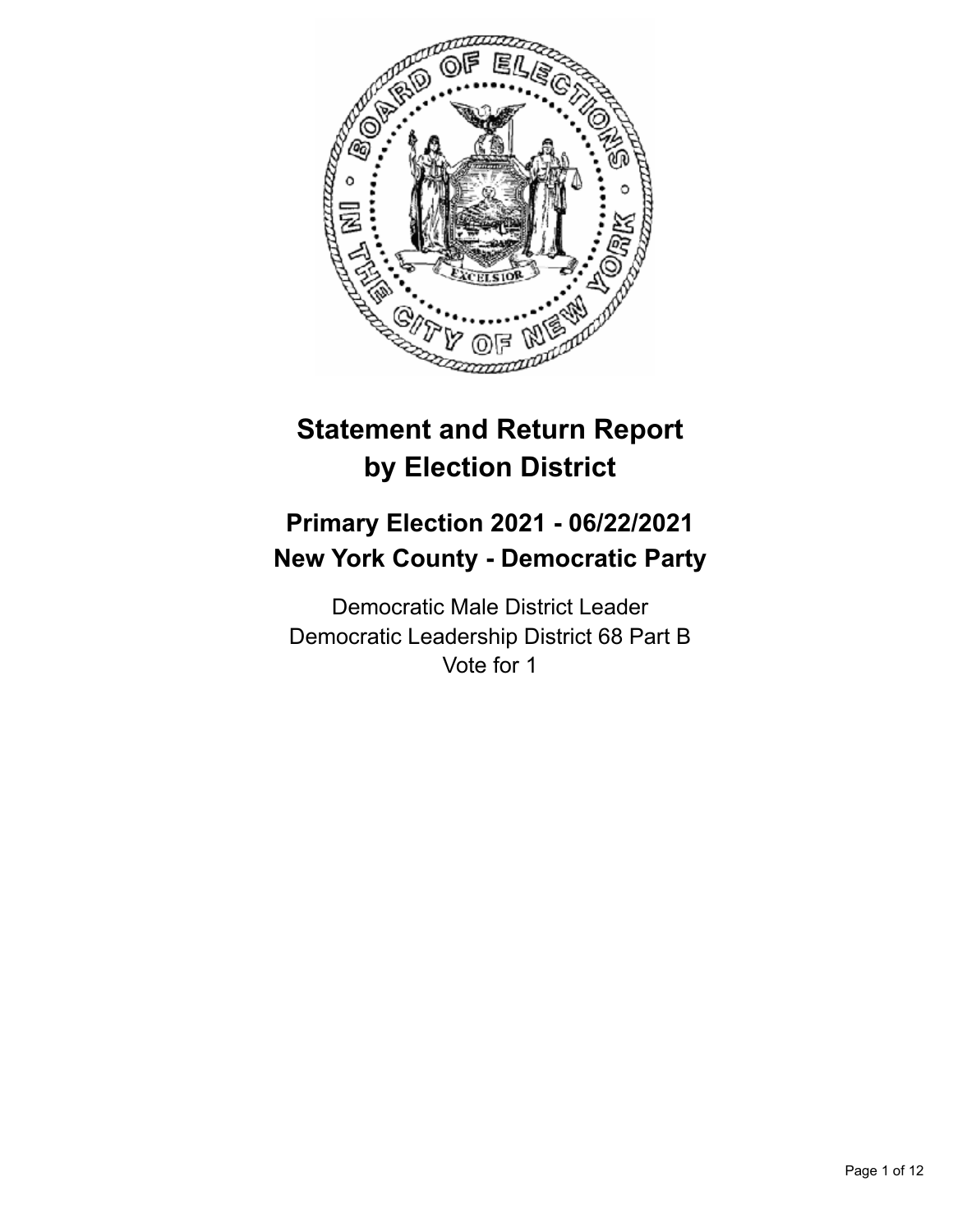# Statement and Return Report by Election District

## Primary Election 2021 - 06/22/2021
## New York County - Democratic Party

Democratic Male District Leader
Democratic Leadership District 68 Part B
Vote for 1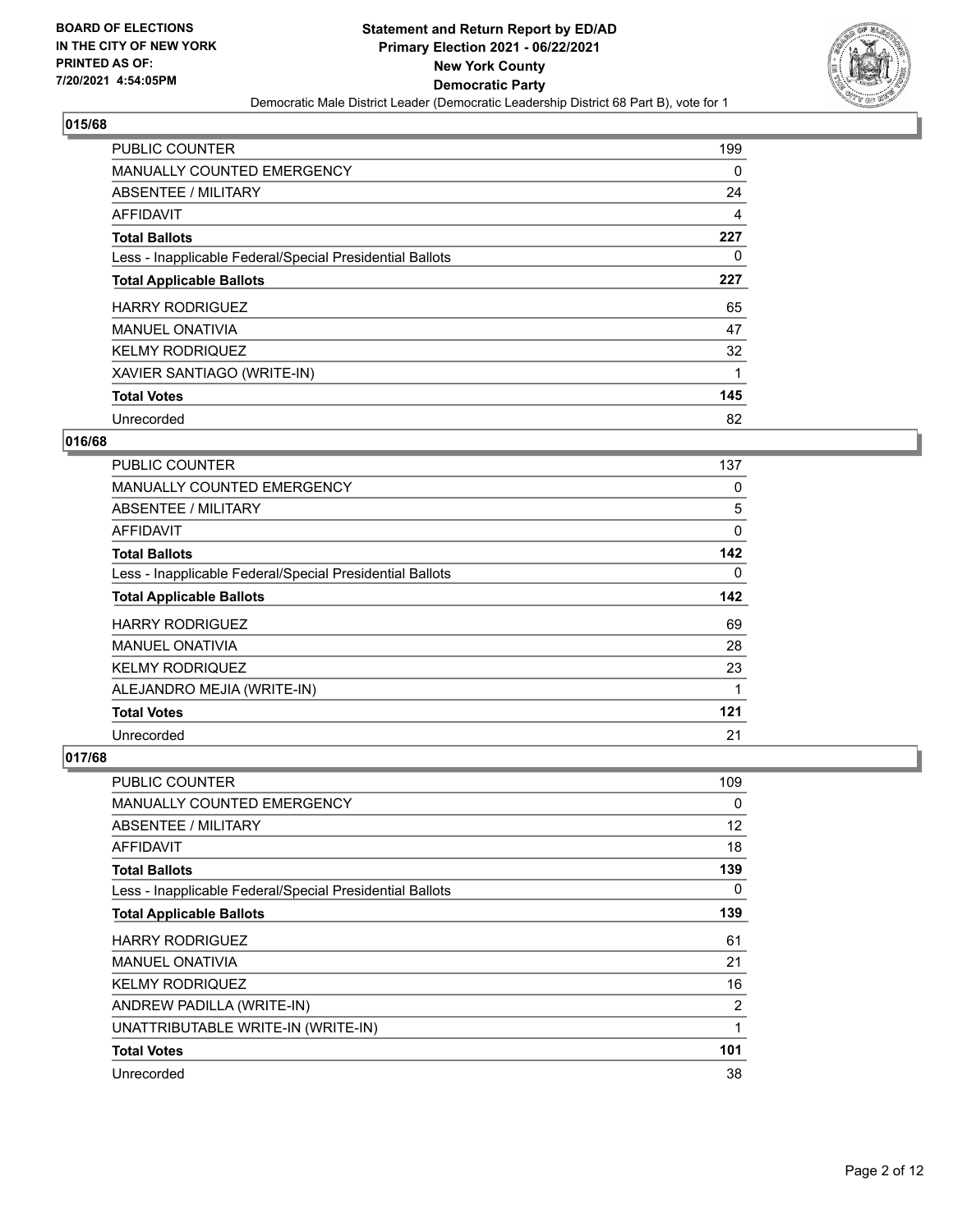BOARD OF ELECTIONS
IN THE CITY OF NEW YORK
PRINTED AS OF:
7/20/2021 4:54:05PM

# Statement and Return Report by ED/AD
## Primary Election 2021 - 06/22/2021
## New York County
## Democratic Party

Democratic Male District Leader (Democratic Leadership District 68 Part B), vote for 1

### 015/68

| | |
|---|---|
| PUBLIC COUNTER | 199 |
| MANUALLY COUNTED EMERGENCY | 0 |
| ABSENTEE / MILITARY | 24 |
| AFFIDAVIT | 4 |
| **Total Ballots** | **227** |
| Less - Inapplicable Federal/Special Presidential Ballots | 0 |
| **Total Applicable Ballots** | **227** |
| HARRY RODRIGUEZ | 65 |
| MANUEL ONATIVIA | 47 |
| KELMY RODRIQUEZ | 32 |
| XAVIER SANTIAGO (WRITE-IN) | 1 |
| **Total Votes** | **145** |
| Unrecorded | 82 |

### 016/68

| | |
|---|---|
| PUBLIC COUNTER | 137 |
| MANUALLY COUNTED EMERGENCY | 0 |
| ABSENTEE / MILITARY | 5 |
| AFFIDAVIT | 0 |
| **Total Ballots** | **142** |
| Less - Inapplicable Federal/Special Presidential Ballots | 0 |
| **Total Applicable Ballots** | **142** |
| HARRY RODRIGUEZ | 69 |
| MANUEL ONATIVIA | 28 |
| KELMY RODRIQUEZ | 23 |
| ALEJANDRO MEJIA (WRITE-IN) | 1 |
| **Total Votes** | **121** |
| Unrecorded | 21 |

### 017/68

| | |
|---|---|
| PUBLIC COUNTER | 109 |
| MANUALLY COUNTED EMERGENCY | 0 |
| ABSENTEE / MILITARY | 12 |
| AFFIDAVIT | 18 |
| **Total Ballots** | **139** |
| Less - Inapplicable Federal/Special Presidential Ballots | 0 |
| **Total Applicable Ballots** | **139** |
| HARRY RODRIGUEZ | 61 |
| MANUEL ONATIVIA | 21 |
| KELMY RODRIQUEZ | 16 |
| ANDREW PADILLA (WRITE-IN) | 2 |
| UNATTRIBUTABLE WRITE-IN (WRITE-IN) | 1 |
| **Total Votes** | **101** |
| Unrecorded | 38 |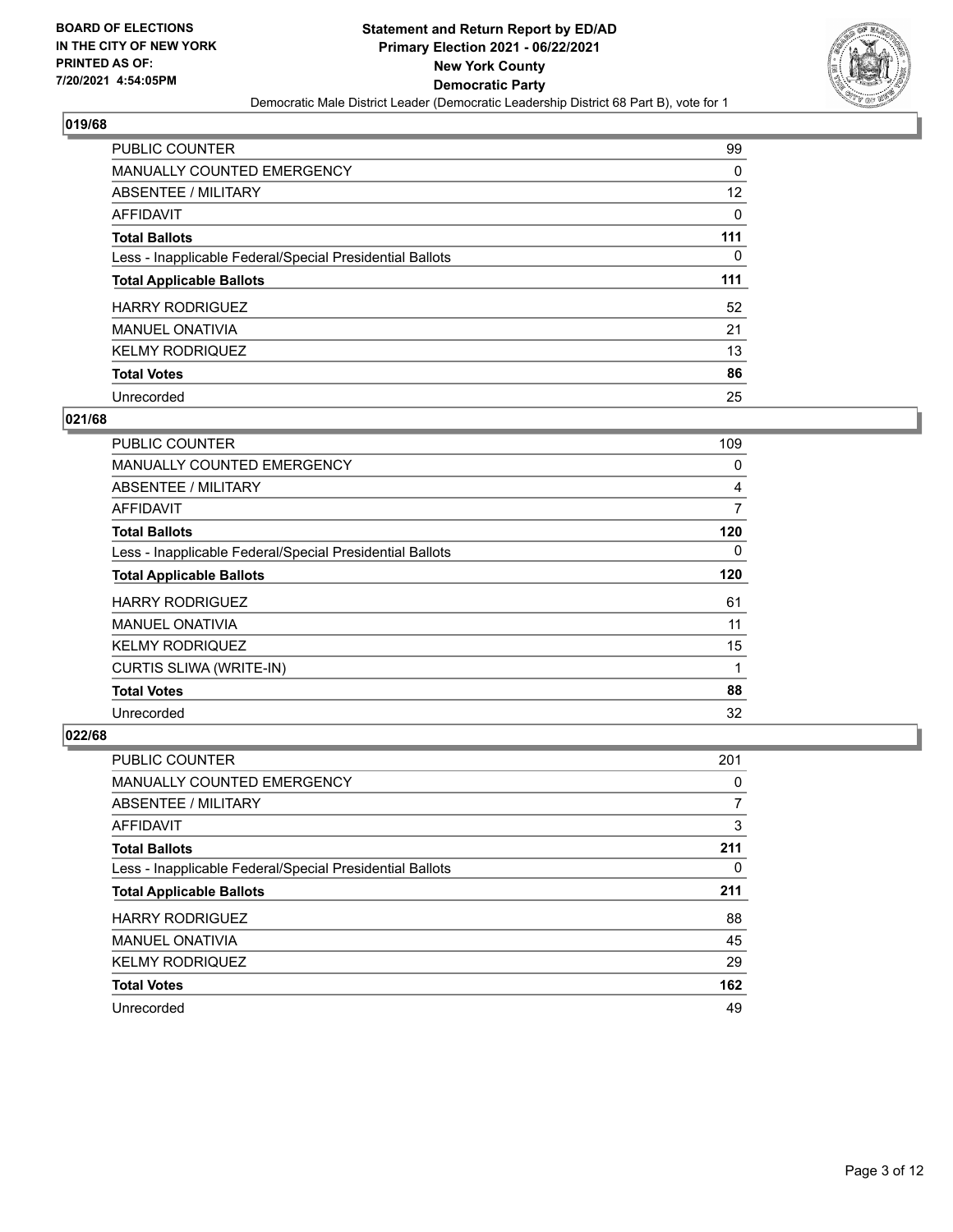BOARD OF ELECTIONS
IN THE CITY OF NEW YORK
PRINTED AS OF:
7/20/2021 4:54:05PM

**Statement and Return Report by ED/AD**
**Primary Election 2021 - 06/22/2021**
**New York County**
**Democratic Party**
Democratic Male District Leader (Democratic Leadership District 68 Part B), vote for 1

## 019/68

| | |
|---|---|
| PUBLIC COUNTER | 99 |
| MANUALLY COUNTED EMERGENCY | 0 |
| ABSENTEE / MILITARY | 12 |
| AFFIDAVIT | 0 |
| **Total Ballots** | **111** |
| Less - Inapplicable Federal/Special Presidential Ballots | 0 |
| **Total Applicable Ballots** | **111** |
| HARRY RODRIGUEZ | 52 |
| MANUEL ONATIVIA | 21 |
| KELMY RODRIQUEZ | 13 |
| **Total Votes** | **86** |
| Unrecorded | 25 |

## 021/68

| | |
|---|---|
| PUBLIC COUNTER | 109 |
| MANUALLY COUNTED EMERGENCY | 0 |
| ABSENTEE / MILITARY | 4 |
| AFFIDAVIT | 7 |
| **Total Ballots** | **120** |
| Less - Inapplicable Federal/Special Presidential Ballots | 0 |
| **Total Applicable Ballots** | **120** |
| HARRY RODRIGUEZ | 61 |
| MANUEL ONATIVIA | 11 |
| KELMY RODRIQUEZ | 15 |
| CURTIS SLIWA (WRITE-IN) | 1 |
| **Total Votes** | **88** |
| Unrecorded | 32 |

## 022/68

| | |
|---|---|
| PUBLIC COUNTER | 201 |
| MANUALLY COUNTED EMERGENCY | 0 |
| ABSENTEE / MILITARY | 7 |
| AFFIDAVIT | 3 |
| **Total Ballots** | **211** |
| Less - Inapplicable Federal/Special Presidential Ballots | 0 |
| **Total Applicable Ballots** | **211** |
| HARRY RODRIGUEZ | 88 |
| MANUEL ONATIVIA | 45 |
| KELMY RODRIQUEZ | 29 |
| **Total Votes** | **162** |
| Unrecorded | 49 |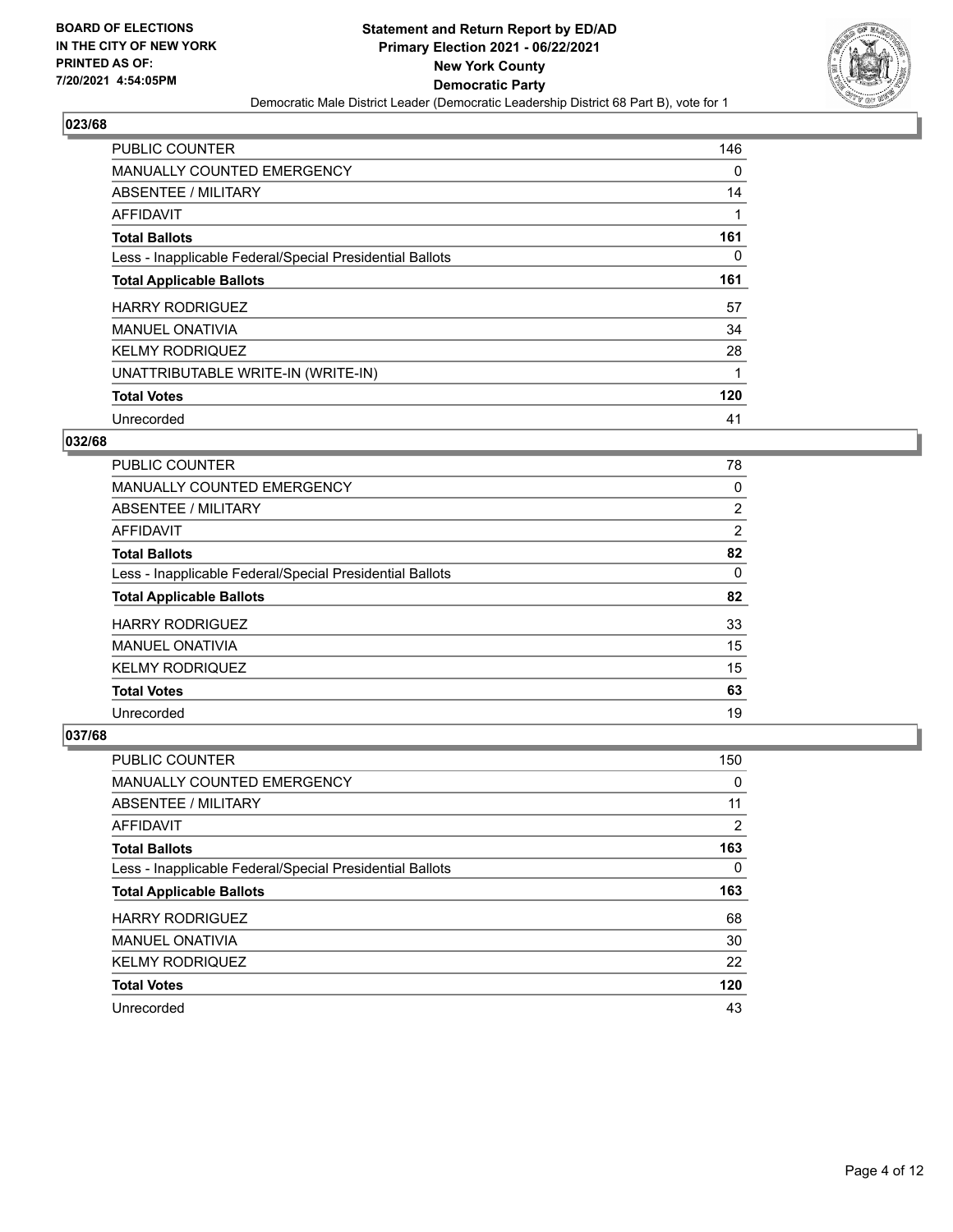**BOARD OF ELECTIONS IN THE CITY OF NEW YORK PRINTED AS OF: 7/20/2021 4:54:05PM**

**Statement and Return Report by ED/AD Primary Election 2021 - 06/22/2021 New York County Democratic Party**

Democratic Male District Leader (Democratic Leadership District 68 Part B), vote for 1

## 023/68

| | |
|---|---|
| PUBLIC COUNTER | 146 |
| MANUALLY COUNTED EMERGENCY | 0 |
| ABSENTEE / MILITARY | 14 |
| AFFIDAVIT | 1 |
| **Total Ballots** | **161** |
| Less - Inapplicable Federal/Special Presidential Ballots | 0 |
| **Total Applicable Ballots** | **161** |
| HARRY RODRIGUEZ | 57 |
| MANUEL ONATIVIA | 34 |
| KELMY RODRIQUEZ | 28 |
| UNATTRIBUTABLE WRITE-IN (WRITE-IN) | 1 |
| **Total Votes** | **120** |
| Unrecorded | 41 |

## 032/68

| | |
|---|---|
| PUBLIC COUNTER | 78 |
| MANUALLY COUNTED EMERGENCY | 0 |
| ABSENTEE / MILITARY | 2 |
| AFFIDAVIT | 2 |
| **Total Ballots** | **82** |
| Less - Inapplicable Federal/Special Presidential Ballots | 0 |
| **Total Applicable Ballots** | **82** |
| HARRY RODRIGUEZ | 33 |
| MANUEL ONATIVIA | 15 |
| KELMY RODRIQUEZ | 15 |
| **Total Votes** | **63** |
| Unrecorded | 19 |

## 037/68

| | |
|---|---|
| PUBLIC COUNTER | 150 |
| MANUALLY COUNTED EMERGENCY | 0 |
| ABSENTEE / MILITARY | 11 |
| AFFIDAVIT | 2 |
| **Total Ballots** | **163** |
| Less - Inapplicable Federal/Special Presidential Ballots | 0 |
| **Total Applicable Ballots** | **163** |
| HARRY RODRIGUEZ | 68 |
| MANUEL ONATIVIA | 30 |
| KELMY RODRIQUEZ | 22 |
| **Total Votes** | **120** |
| Unrecorded | 43 |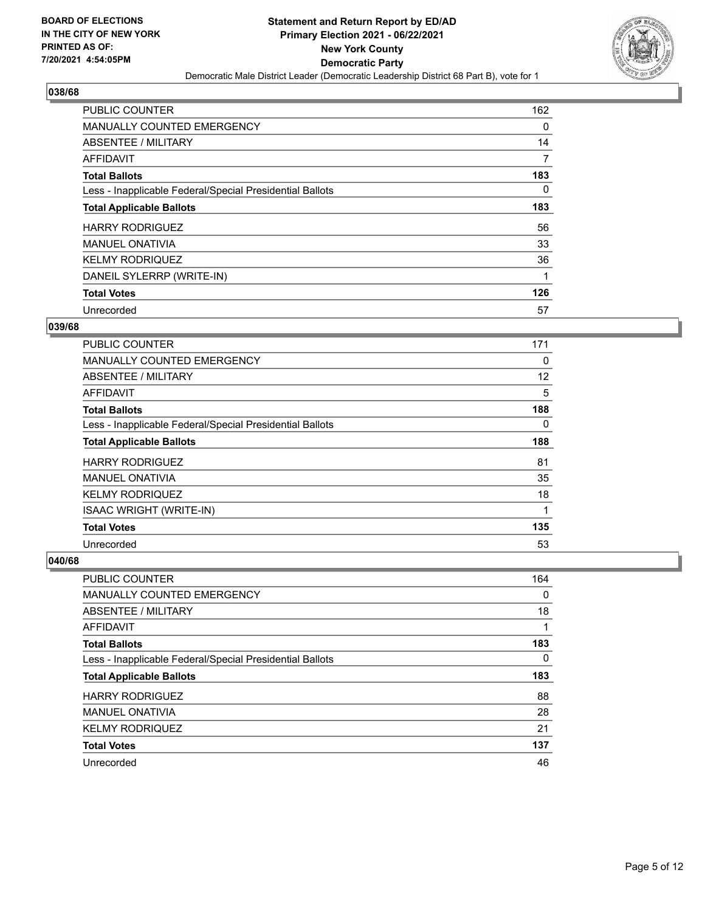BOARD OF ELECTIONS
IN THE CITY OF NEW YORK
PRINTED AS OF:
7/20/2021 4:54:05PM

**Statement and Return Report by ED/AD**
**Primary Election 2021 - 06/22/2021**
**New York County**
**Democratic Party**
Democratic Male District Leader (Democratic Leadership District 68 Part B), vote for 1

## 038/68

| | |
|---|---|
| PUBLIC COUNTER | 162 |
| MANUALLY COUNTED EMERGENCY | 0 |
| ABSENTEE / MILITARY | 14 |
| AFFIDAVIT | 7 |
| **Total Ballots** | **183** |
| Less - Inapplicable Federal/Special Presidential Ballots | 0 |
| **Total Applicable Ballots** | **183** |
| HARRY RODRIGUEZ | 56 |
| MANUEL ONATIVIA | 33 |
| KELMY RODRIQUEZ | 36 |
| DANEIL SYLERRP (WRITE-IN) | 1 |
| **Total Votes** | **126** |
| Unrecorded | 57 |

## 039/68

| | |
|---|---|
| PUBLIC COUNTER | 171 |
| MANUALLY COUNTED EMERGENCY | 0 |
| ABSENTEE / MILITARY | 12 |
| AFFIDAVIT | 5 |
| **Total Ballots** | **188** |
| Less - Inapplicable Federal/Special Presidential Ballots | 0 |
| **Total Applicable Ballots** | **188** |
| HARRY RODRIGUEZ | 81 |
| MANUEL ONATIVIA | 35 |
| KELMY RODRIQUEZ | 18 |
| ISAAC WRIGHT (WRITE-IN) | 1 |
| **Total Votes** | **135** |
| Unrecorded | 53 |

## 040/68

| | |
|---|---|
| PUBLIC COUNTER | 164 |
| MANUALLY COUNTED EMERGENCY | 0 |
| ABSENTEE / MILITARY | 18 |
| AFFIDAVIT | 1 |
| **Total Ballots** | **183** |
| Less - Inapplicable Federal/Special Presidential Ballots | 0 |
| **Total Applicable Ballots** | **183** |
| HARRY RODRIGUEZ | 88 |
| MANUEL ONATIVIA | 28 |
| KELMY RODRIQUEZ | 21 |
| **Total Votes** | **137** |
| Unrecorded | 46 |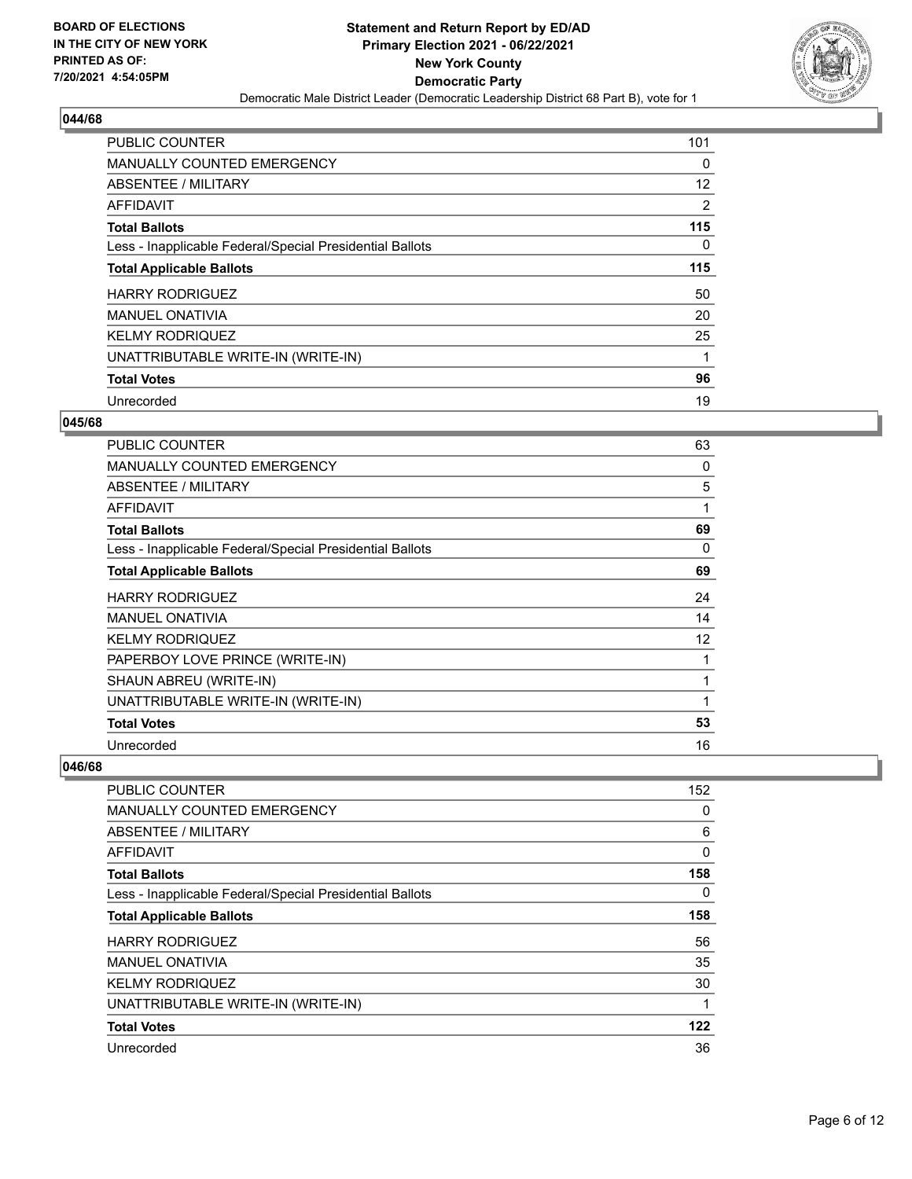## 044/68

| | |
|---|---|
| PUBLIC COUNTER | 101 |
| MANUALLY COUNTED EMERGENCY | 0 |
| ABSENTEE / MILITARY | 12 |
| AFFIDAVIT | 2 |
| **Total Ballots** | **115** |
| Less - Inapplicable Federal/Special Presidential Ballots | 0 |
| **Total Applicable Ballots** | **115** |
| HARRY RODRIGUEZ | 50 |
| MANUEL ONATIVIA | 20 |
| KELMY RODRIQUEZ | 25 |
| UNATTRIBUTABLE WRITE-IN (WRITE-IN) | 1 |
| **Total Votes** | **96** |
| Unrecorded | 19 |

## 045/68

| | |
|---|---|
| PUBLIC COUNTER | 63 |
| MANUALLY COUNTED EMERGENCY | 0 |
| ABSENTEE / MILITARY | 5 |
| AFFIDAVIT | 1 |
| **Total Ballots** | **69** |
| Less - Inapplicable Federal/Special Presidential Ballots | 0 |
| **Total Applicable Ballots** | **69** |
| HARRY RODRIGUEZ | 24 |
| MANUEL ONATIVIA | 14 |
| KELMY RODRIQUEZ | 12 |
| PAPERBOY LOVE PRINCE (WRITE-IN) | 1 |
| SHAUN ABREU (WRITE-IN) | 1 |
| UNATTRIBUTABLE WRITE-IN (WRITE-IN) | 1 |
| **Total Votes** | **53** |
| Unrecorded | 16 |

## 046/68

| | |
|---|---|
| PUBLIC COUNTER | 152 |
| MANUALLY COUNTED EMERGENCY | 0 |
| ABSENTEE / MILITARY | 6 |
| AFFIDAVIT | 0 |
| **Total Ballots** | **158** |
| Less - Inapplicable Federal/Special Presidential Ballots | 0 |
| **Total Applicable Ballots** | **158** |
| HARRY RODRIGUEZ | 56 |
| MANUEL ONATIVIA | 35 |
| KELMY RODRIQUEZ | 30 |
| UNATTRIBUTABLE WRITE-IN (WRITE-IN) | 1 |
| **Total Votes** | **122** |
| Unrecorded | 36 |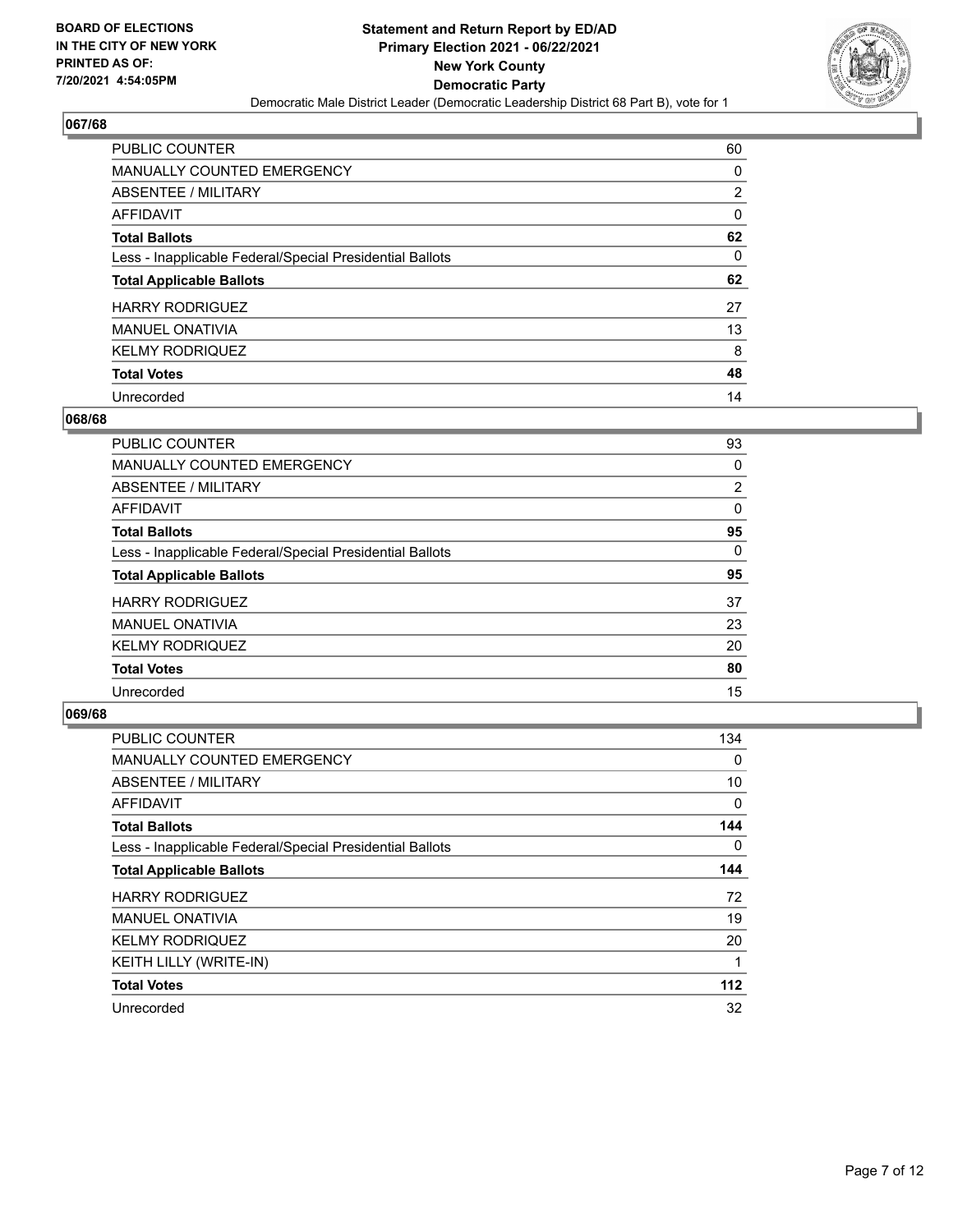**BOARD OF ELECTIONS IN THE CITY OF NEW YORK PRINTED AS OF: 7/20/2021 4:54:05PM**

**Statement and Return Report by ED/AD Primary Election 2021 - 06/22/2021 New York County Democratic Party**

Democratic Male District Leader (Democratic Leadership District 68 Part B), vote for 1

### 067/68

| | |
|---|---|
| PUBLIC COUNTER | 60 |
| MANUALLY COUNTED EMERGENCY | 0 |
| ABSENTEE / MILITARY | 2 |
| AFFIDAVIT | 0 |
| **Total Ballots** | **62** |
| Less - Inapplicable Federal/Special Presidential Ballots | 0 |
| **Total Applicable Ballots** | **62** |
| HARRY RODRIGUEZ | 27 |
| MANUEL ONATIVIA | 13 |
| KELMY RODRIQUEZ | 8 |
| **Total Votes** | **48** |
| Unrecorded | 14 |

### 068/68

| | |
|---|---|
| PUBLIC COUNTER | 93 |
| MANUALLY COUNTED EMERGENCY | 0 |
| ABSENTEE / MILITARY | 2 |
| AFFIDAVIT | 0 |
| **Total Ballots** | **95** |
| Less - Inapplicable Federal/Special Presidential Ballots | 0 |
| **Total Applicable Ballots** | **95** |
| HARRY RODRIGUEZ | 37 |
| MANUEL ONATIVIA | 23 |
| KELMY RODRIQUEZ | 20 |
| **Total Votes** | **80** |
| Unrecorded | 15 |

### 069/68

| | |
|---|---|
| PUBLIC COUNTER | 134 |
| MANUALLY COUNTED EMERGENCY | 0 |
| ABSENTEE / MILITARY | 10 |
| AFFIDAVIT | 0 |
| **Total Ballots** | **144** |
| Less - Inapplicable Federal/Special Presidential Ballots | 0 |
| **Total Applicable Ballots** | **144** |
| HARRY RODRIGUEZ | 72 |
| MANUEL ONATIVIA | 19 |
| KELMY RODRIQUEZ | 20 |
| KEITH LILLY (WRITE-IN) | 1 |
| **Total Votes** | **112** |
| Unrecorded | 32 |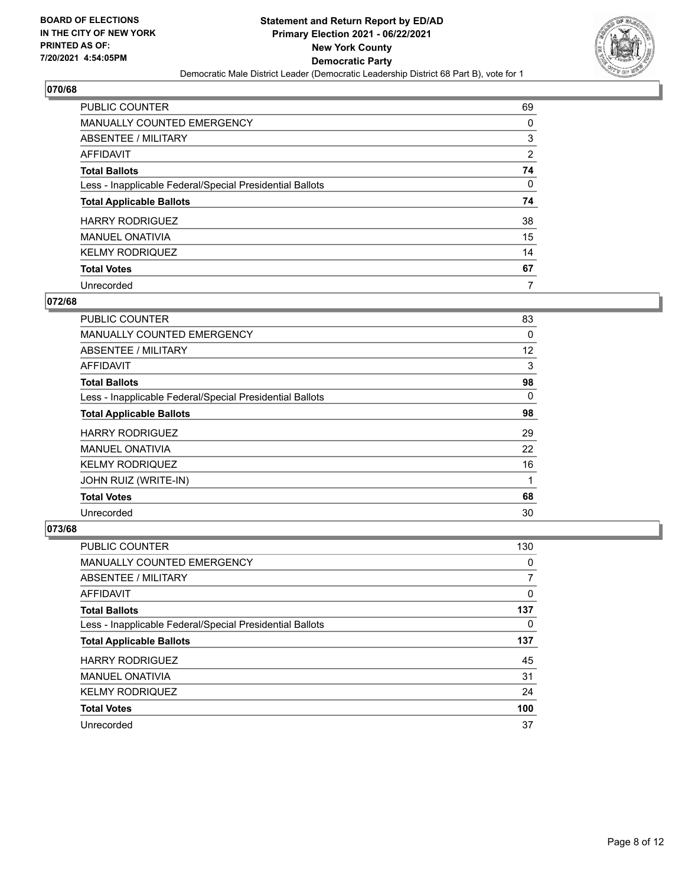BOARD OF ELECTIONS
IN THE CITY OF NEW YORK
PRINTED AS OF:
7/20/2021 4:54:05PM

**Statement and Return Report by ED/AD**
**Primary Election 2021 - 06/22/2021**
**New York County**
**Democratic Party**
Democratic Male District Leader (Democratic Leadership District 68 Part B), vote for 1

## 070/68

| | |
|---|---|
| PUBLIC COUNTER | 69 |
| MANUALLY COUNTED EMERGENCY | 0 |
| ABSENTEE / MILITARY | 3 |
| AFFIDAVIT | 2 |
| **Total Ballots** | **74** |
| Less - Inapplicable Federal/Special Presidential Ballots | 0 |
| **Total Applicable Ballots** | **74** |
| HARRY RODRIGUEZ | 38 |
| MANUEL ONATIVIA | 15 |
| KELMY RODRIQUEZ | 14 |
| **Total Votes** | **67** |
| Unrecorded | 7 |

## 072/68

| | |
|---|---|
| PUBLIC COUNTER | 83 |
| MANUALLY COUNTED EMERGENCY | 0 |
| ABSENTEE / MILITARY | 12 |
| AFFIDAVIT | 3 |
| **Total Ballots** | **98** |
| Less - Inapplicable Federal/Special Presidential Ballots | 0 |
| **Total Applicable Ballots** | **98** |
| HARRY RODRIGUEZ | 29 |
| MANUEL ONATIVIA | 22 |
| KELMY RODRIQUEZ | 16 |
| JOHN RUIZ (WRITE-IN) | 1 |
| **Total Votes** | **68** |
| Unrecorded | 30 |

## 073/68

| | |
|---|---|
| PUBLIC COUNTER | 130 |
| MANUALLY COUNTED EMERGENCY | 0 |
| ABSENTEE / MILITARY | 7 |
| AFFIDAVIT | 0 |
| **Total Ballots** | **137** |
| Less - Inapplicable Federal/Special Presidential Ballots | 0 |
| **Total Applicable Ballots** | **137** |
| HARRY RODRIGUEZ | 45 |
| MANUEL ONATIVIA | 31 |
| KELMY RODRIQUEZ | 24 |
| **Total Votes** | **100** |
| Unrecorded | 37 |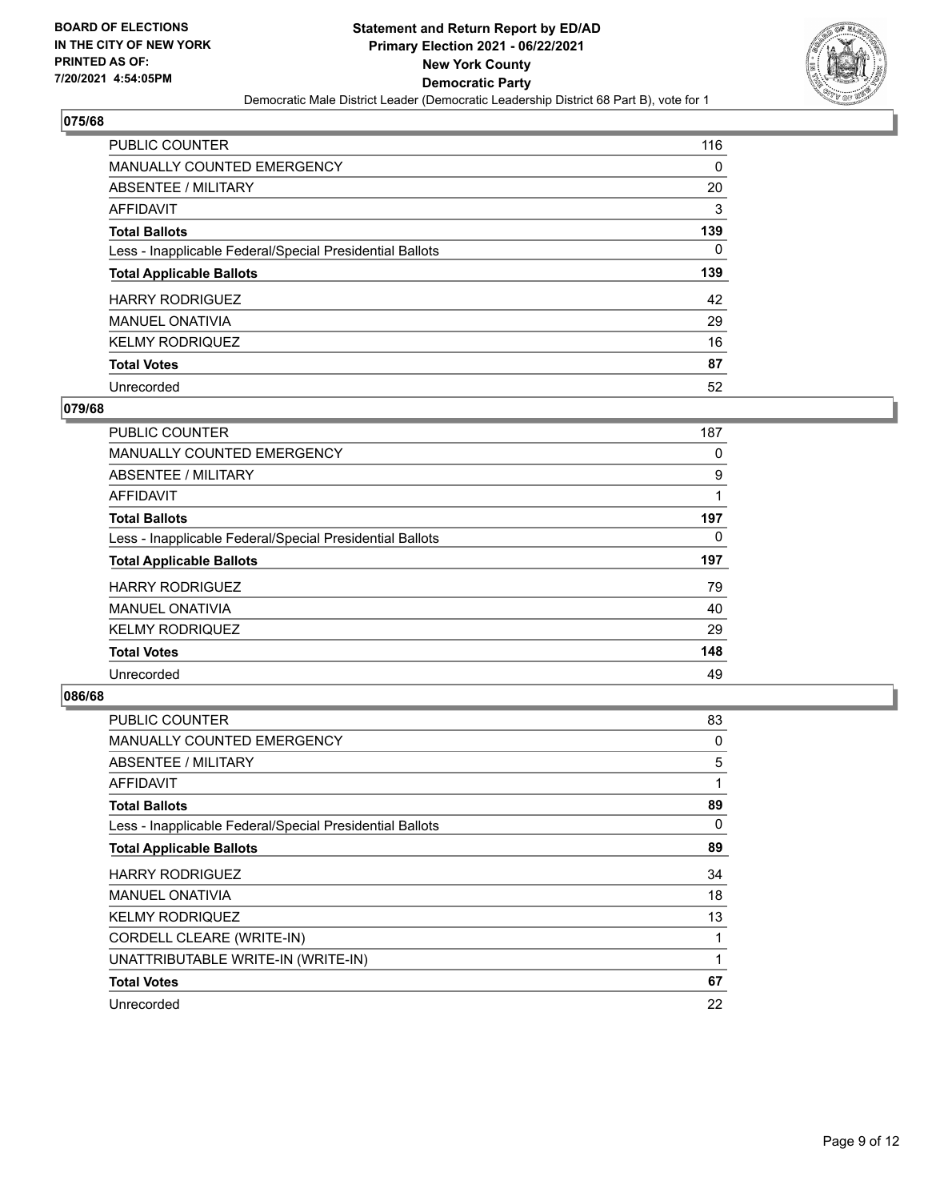## 075/68

| | |
|---|---|
| PUBLIC COUNTER | 116 |
| MANUALLY COUNTED EMERGENCY | 0 |
| ABSENTEE / MILITARY | 20 |
| AFFIDAVIT | 3 |
| **Total Ballots** | **139** |
| Less - Inapplicable Federal/Special Presidential Ballots | 0 |
| **Total Applicable Ballots** | **139** |
| HARRY RODRIGUEZ | 42 |
| MANUEL ONATIVIA | 29 |
| KELMY RODRIQUEZ | 16 |
| **Total Votes** | **87** |
| Unrecorded | 52 |

## 079/68

| | |
|---|---|
| PUBLIC COUNTER | 187 |
| MANUALLY COUNTED EMERGENCY | 0 |
| ABSENTEE / MILITARY | 9 |
| AFFIDAVIT | 1 |
| **Total Ballots** | **197** |
| Less - Inapplicable Federal/Special Presidential Ballots | 0 |
| **Total Applicable Ballots** | **197** |
| HARRY RODRIGUEZ | 79 |
| MANUEL ONATIVIA | 40 |
| KELMY RODRIQUEZ | 29 |
| **Total Votes** | **148** |
| Unrecorded | 49 |

## 086/68

| | |
|---|---|
| PUBLIC COUNTER | 83 |
| MANUALLY COUNTED EMERGENCY | 0 |
| ABSENTEE / MILITARY | 5 |
| AFFIDAVIT | 1 |
| **Total Ballots** | **89** |
| Less - Inapplicable Federal/Special Presidential Ballots | 0 |
| **Total Applicable Ballots** | **89** |
| HARRY RODRIGUEZ | 34 |
| MANUEL ONATIVIA | 18 |
| KELMY RODRIQUEZ | 13 |
| CORDELL CLEARE (WRITE-IN) | 1 |
| UNATTRIBUTABLE WRITE-IN (WRITE-IN) | 1 |
| **Total Votes** | **67** |
| Unrecorded | 22 |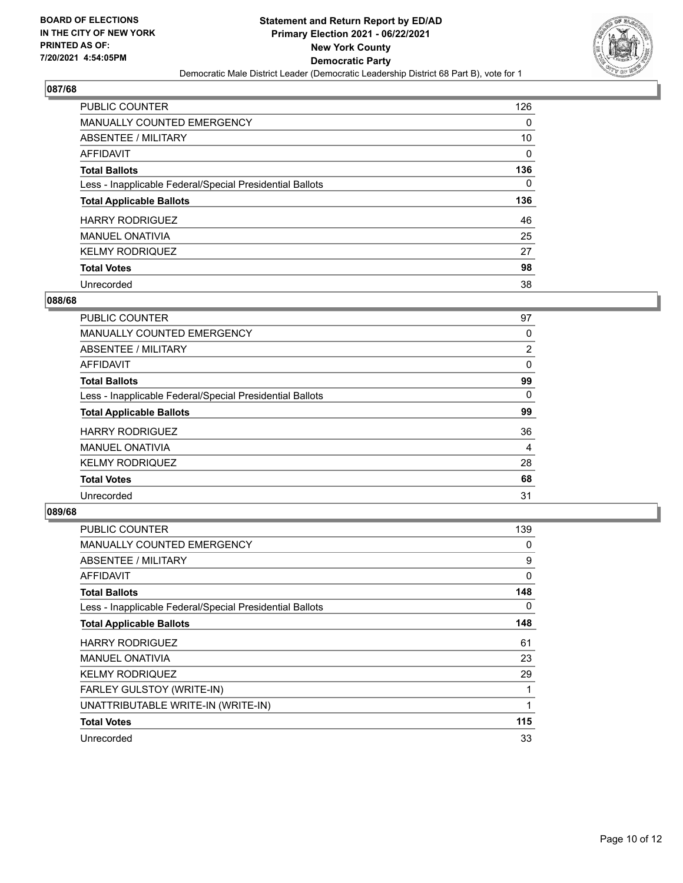BOARD OF ELECTIONS
IN THE CITY OF NEW YORK
PRINTED AS OF:
7/20/2021 4:54:05PM

**Statement and Return Report by ED/AD**
**Primary Election 2021 - 06/22/2021**
**New York County**
**Democratic Party**
Democratic Male District Leader (Democratic Leadership District 68 Part B), vote for 1

## 087/68

| | |
|---|---|
| PUBLIC COUNTER | 126 |
| MANUALLY COUNTED EMERGENCY | 0 |
| ABSENTEE / MILITARY | 10 |
| AFFIDAVIT | 0 |
| **Total Ballots** | **136** |
| Less - Inapplicable Federal/Special Presidential Ballots | 0 |
| **Total Applicable Ballots** | **136** |
| HARRY RODRIGUEZ | 46 |
| MANUEL ONATIVIA | 25 |
| KELMY RODRIQUEZ | 27 |
| **Total Votes** | **98** |
| Unrecorded | 38 |

## 088/68

| | |
|---|---|
| PUBLIC COUNTER | 97 |
| MANUALLY COUNTED EMERGENCY | 0 |
| ABSENTEE / MILITARY | 2 |
| AFFIDAVIT | 0 |
| **Total Ballots** | **99** |
| Less - Inapplicable Federal/Special Presidential Ballots | 0 |
| **Total Applicable Ballots** | **99** |
| HARRY RODRIGUEZ | 36 |
| MANUEL ONATIVIA | 4 |
| KELMY RODRIQUEZ | 28 |
| **Total Votes** | **68** |
| Unrecorded | 31 |

## 089/68

| | |
|---|---|
| PUBLIC COUNTER | 139 |
| MANUALLY COUNTED EMERGENCY | 0 |
| ABSENTEE / MILITARY | 9 |
| AFFIDAVIT | 0 |
| **Total Ballots** | **148** |
| Less - Inapplicable Federal/Special Presidential Ballots | 0 |
| **Total Applicable Ballots** | **148** |
| HARRY RODRIGUEZ | 61 |
| MANUEL ONATIVIA | 23 |
| KELMY RODRIQUEZ | 29 |
| FARLEY GULSTOY (WRITE-IN) | 1 |
| UNATTRIBUTABLE WRITE-IN (WRITE-IN) | 1 |
| **Total Votes** | **115** |
| Unrecorded | 33 |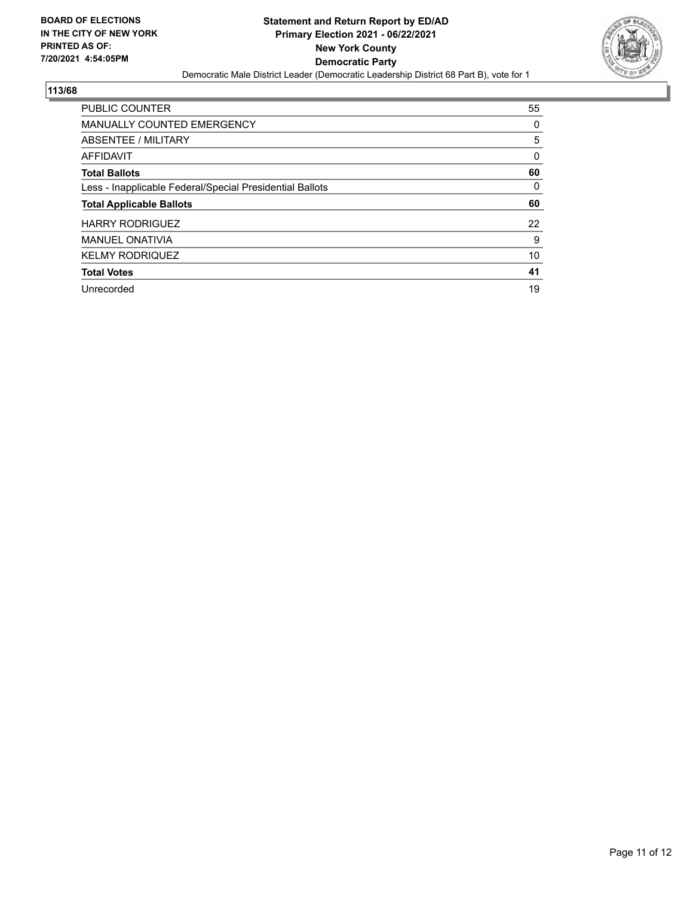**BOARD OF ELECTIONS IN THE CITY OF NEW YORK PRINTED AS OF: 7/20/2021 4:54:05PM**

**Statement and Return Report by ED/AD**
**Primary Election 2021 - 06/22/2021**
**New York County**
**Democratic Party**
Democratic Male District Leader (Democratic Leadership District 68 Part B), vote for 1

## 113/68

| | |
|---|---|
| PUBLIC COUNTER | 55 |
| MANUALLY COUNTED EMERGENCY | 0 |
| ABSENTEE / MILITARY | 5 |
| AFFIDAVIT | 0 |
| **Total Ballots** | **60** |
| Less - Inapplicable Federal/Special Presidential Ballots | 0 |
| **Total Applicable Ballots** | **60** |
| HARRY RODRIGUEZ | 22 |
| MANUEL ONATIVIA | 9 |
| KELMY RODRIQUEZ | 10 |
| **Total Votes** | **41** |
| Unrecorded | 19 |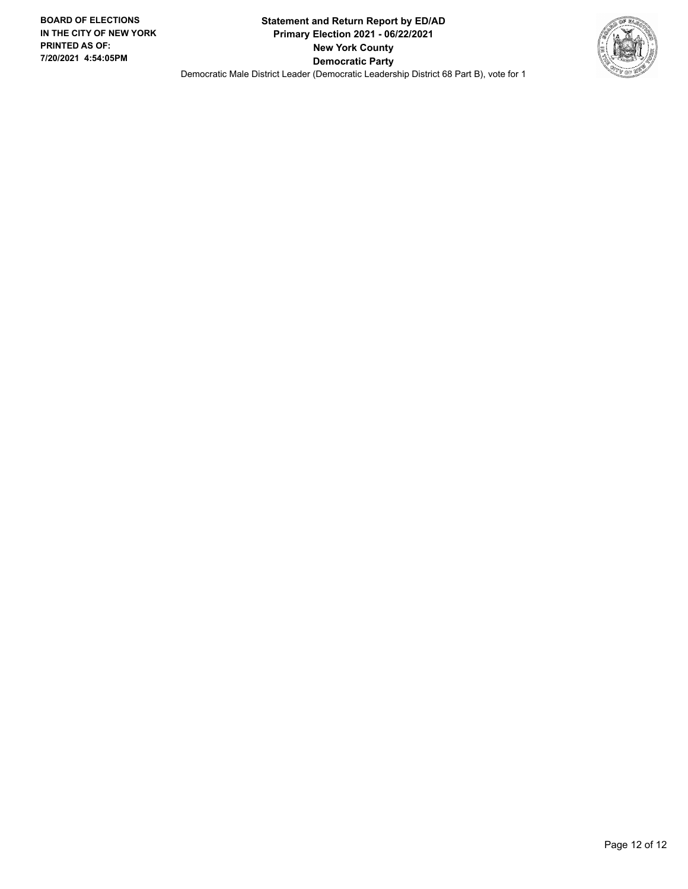**BOARD OF ELECTIONS IN THE CITY OF NEW YORK PRINTED AS OF: 7/20/2021 4:54:05PM**

**Statement and Return Report by ED/AD**
**Primary Election 2021 - 06/22/2021**
**New York County**
**Democratic Party**

Democratic Male District Leader (Democratic Leadership District 68 Part B), vote for 1